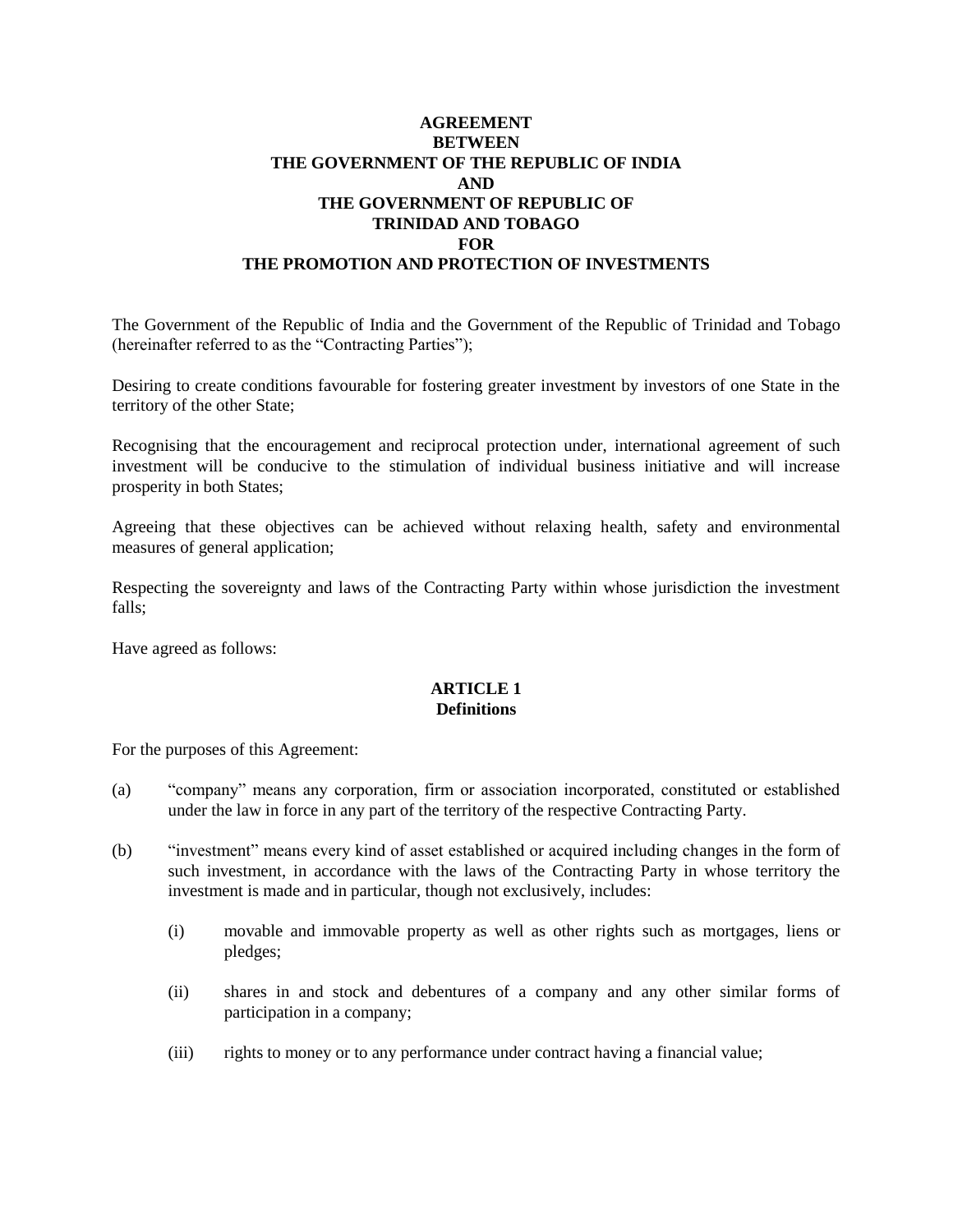# AGREEMENT
# BETWEEN
# THE GOVERNMENT OF THE REPUBLIC OF INDIA
# AND
# THE GOVERNMENT OF REPUBLIC OF
# TRINIDAD AND TOBAGO
# FOR
# THE PROMOTION AND PROTECTION OF INVESTMENTS

The Government of the Republic of India and the Government of the Republic of Trinidad and Tobago (hereinafter referred to as the "Contracting Parties");

Desiring to create conditions favourable for fostering greater investment by investors of one State in the territory of the other State;

Recognising that the encouragement and reciprocal protection under, international agreement of such investment will be conducive to the stimulation of individual business initiative and will increase prosperity in both States;

Agreeing that these objectives can be achieved without relaxing health, safety and environmental measures of general application;

Respecting the sovereignty and laws of the Contracting Party within whose jurisdiction the investment falls;

Have agreed as follows:

## ARTICLE 1
## Definitions

For the purposes of this Agreement:

(a) "company" means any corporation, firm or association incorporated, constituted or established under the law in force in any part of the territory of the respective Contracting Party.

(b) "investment" means every kind of asset established or acquired including changes in the form of such investment, in accordance with the laws of the Contracting Party in whose territory the investment is made and in particular, though not exclusively, includes:

  (i) movable and immovable property as well as other rights such as mortgages, liens or pledges;

  (ii) shares in and stock and debentures of a company and any other similar forms of participation in a company;

  (iii) rights to money or to any performance under contract having a financial value;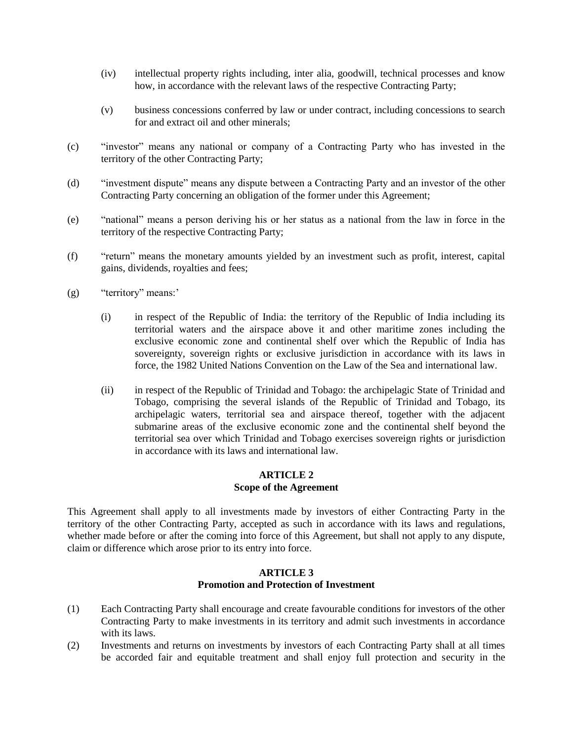(iv) intellectual property rights including, inter alia, goodwill, technical processes and know how, in accordance with the relevant laws of the respective Contracting Party;

(v) business concessions conferred by law or under contract, including concessions to search for and extract oil and other minerals;

(c) "investor" means any national or company of a Contracting Party who has invested in the territory of the other Contracting Party;

(d) "investment dispute" means any dispute between a Contracting Party and an investor of the other Contracting Party concerning an obligation of the former under this Agreement;

(e) "national" means a person deriving his or her status as a national from the law in force in the territory of the respective Contracting Party;

(f) "return" means the monetary amounts yielded by an investment such as profit, interest, capital gains, dividends, royalties and fees;

(g) "territory" means:'

(i) in respect of the Republic of India: the territory of the Republic of India including its territorial waters and the airspace above it and other maritime zones including the exclusive economic zone and continental shelf over which the Republic of India has sovereignty, sovereign rights or exclusive jurisdiction in accordance with its laws in force, the 1982 United Nations Convention on the Law of the Sea and international law.

(ii) in respect of the Republic of Trinidad and Tobago: the archipelagic State of Trinidad and Tobago, comprising the several islands of the Republic of Trinidad and Tobago, its archipelagic waters, territorial sea and airspace thereof, together with the adjacent submarine areas of the exclusive economic zone and the continental shelf beyond the territorial sea over which Trinidad and Tobago exercises sovereign rights or jurisdiction in accordance with its laws and international law.

## ARTICLE 2
### Scope of the Agreement

This Agreement shall apply to all investments made by investors of either Contracting Party in the territory of the other Contracting Party, accepted as such in accordance with its laws and regulations, whether made before or after the coming into force of this Agreement, but shall not apply to any dispute, claim or difference which arose prior to its entry into force.

## ARTICLE 3
### Promotion and Protection of Investment

(1) Each Contracting Party shall encourage and create favourable conditions for investors of the other Contracting Party to make investments in its territory and admit such investments in accordance with its laws.

(2) Investments and returns on investments by investors of each Contracting Party shall at all times be accorded fair and equitable treatment and shall enjoy full protection and security in the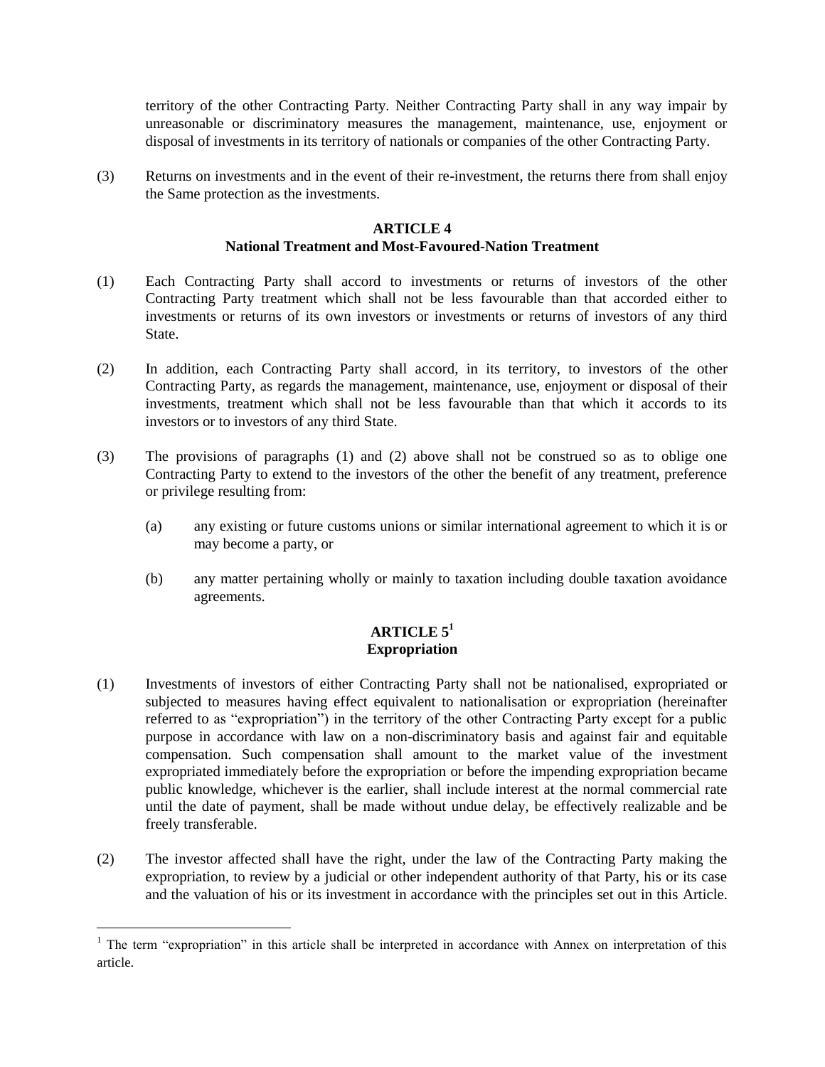territory of the other Contracting Party. Neither Contracting Party shall in any way impair by unreasonable or discriminatory measures the management, maintenance, use, enjoyment or disposal of investments in its territory of nationals or companies of the other Contracting Party.

(3) Returns on investments and in the event of their re-investment, the returns there from shall enjoy the Same protection as the investments.

**ARTICLE 4**
**National Treatment and Most-Favoured-Nation Treatment**

(1) Each Contracting Party shall accord to investments or returns of investors of the other Contracting Party treatment which shall not be less favourable than that accorded either to investments or returns of its own investors or investments or returns of investors of any third State.

(2) In addition, each Contracting Party shall accord, in its territory, to investors of the other Contracting Party, as regards the management, maintenance, use, enjoyment or disposal of their investments, treatment which shall not be less favourable than that which it accords to its investors or to investors of any third State.

(3) The provisions of paragraphs (1) and (2) above shall not be construed so as to oblige one Contracting Party to extend to the investors of the other the benefit of any treatment, preference or privilege resulting from:

   (a) any existing or future customs unions or similar international agreement to which it is or may become a party, or

   (b) any matter pertaining wholly or mainly to taxation including double taxation avoidance agreements.

**ARTICLE 5[1]**
**Expropriation**

(1) Investments of investors of either Contracting Party shall not be nationalised, expropriated or subjected to measures having effect equivalent to nationalisation or expropriation (hereinafter referred to as "expropriation") in the territory of the other Contracting Party except for a public purpose in accordance with law on a non-discriminatory basis and against fair and equitable compensation. Such compensation shall amount to the market value of the investment expropriated immediately before the expropriation or before the impending expropriation became public knowledge, whichever is the earlier, shall include interest at the normal commercial rate until the date of payment, shall be made without undue delay, be effectively realizable and be freely transferable.

(2) The investor affected shall have the right, under the law of the Contracting Party making the expropriation, to review by a judicial or other independent authority of that Party, his or its case and the valuation of his or its investment in accordance with the principles set out in this Article.

[1] The term "expropriation" in this article shall be interpreted in accordance with Annex on interpretation of this article.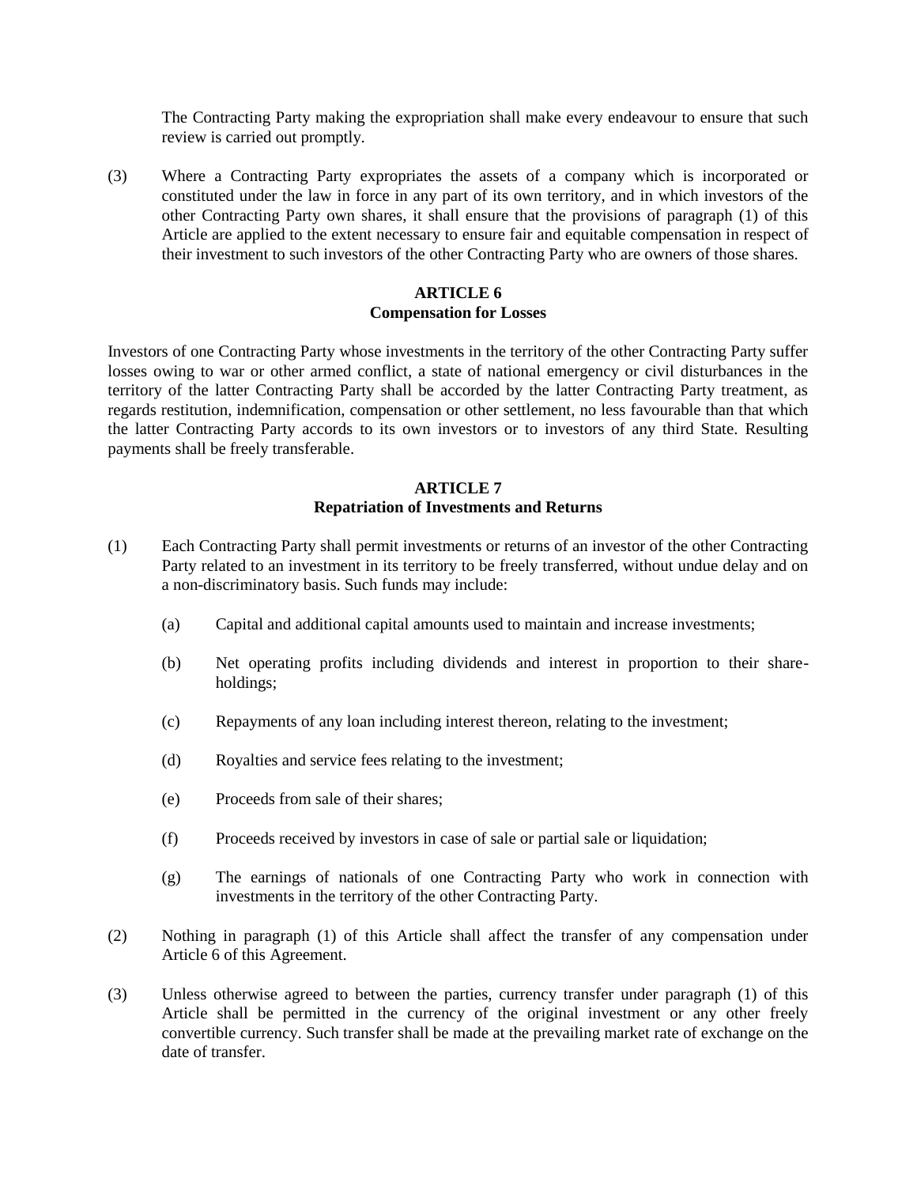The Contracting Party making the expropriation shall make every endeavour to ensure that such review is carried out promptly.

(3) Where a Contracting Party expropriates the assets of a company which is incorporated or constituted under the law in force in any part of its own territory, and in which investors of the other Contracting Party own shares, it shall ensure that the provisions of paragraph (1) of this Article are applied to the extent necessary to ensure fair and equitable compensation in respect of their investment to such investors of the other Contracting Party who are owners of those shares.

## ARTICLE 6
## Compensation for Losses

Investors of one Contracting Party whose investments in the territory of the other Contracting Party suffer losses owing to war or other armed conflict, a state of national emergency or civil disturbances in the territory of the latter Contracting Party shall be accorded by the latter Contracting Party treatment, as regards restitution, indemnification, compensation or other settlement, no less favourable than that which the latter Contracting Party accords to its own investors or to investors of any third State. Resulting payments shall be freely transferable.

## ARTICLE 7
## Repatriation of Investments and Returns

(1) Each Contracting Party shall permit investments or returns of an investor of the other Contracting Party related to an investment in its territory to be freely transferred, without undue delay and on a non-discriminatory basis. Such funds may include:

(a) Capital and additional capital amounts used to maintain and increase investments;

(b) Net operating profits including dividends and interest in proportion to their share-holdings;

(c) Repayments of any loan including interest thereon, relating to the investment;

(d) Royalties and service fees relating to the investment;

(e) Proceeds from sale of their shares;

(f) Proceeds received by investors in case of sale or partial sale or liquidation;

(g) The earnings of nationals of one Contracting Party who work in connection with investments in the territory of the other Contracting Party.

(2) Nothing in paragraph (1) of this Article shall affect the transfer of any compensation under Article 6 of this Agreement.

(3) Unless otherwise agreed to between the parties, currency transfer under paragraph (1) of this Article shall be permitted in the currency of the original investment or any other freely convertible currency. Such transfer shall be made at the prevailing market rate of exchange on the date of transfer.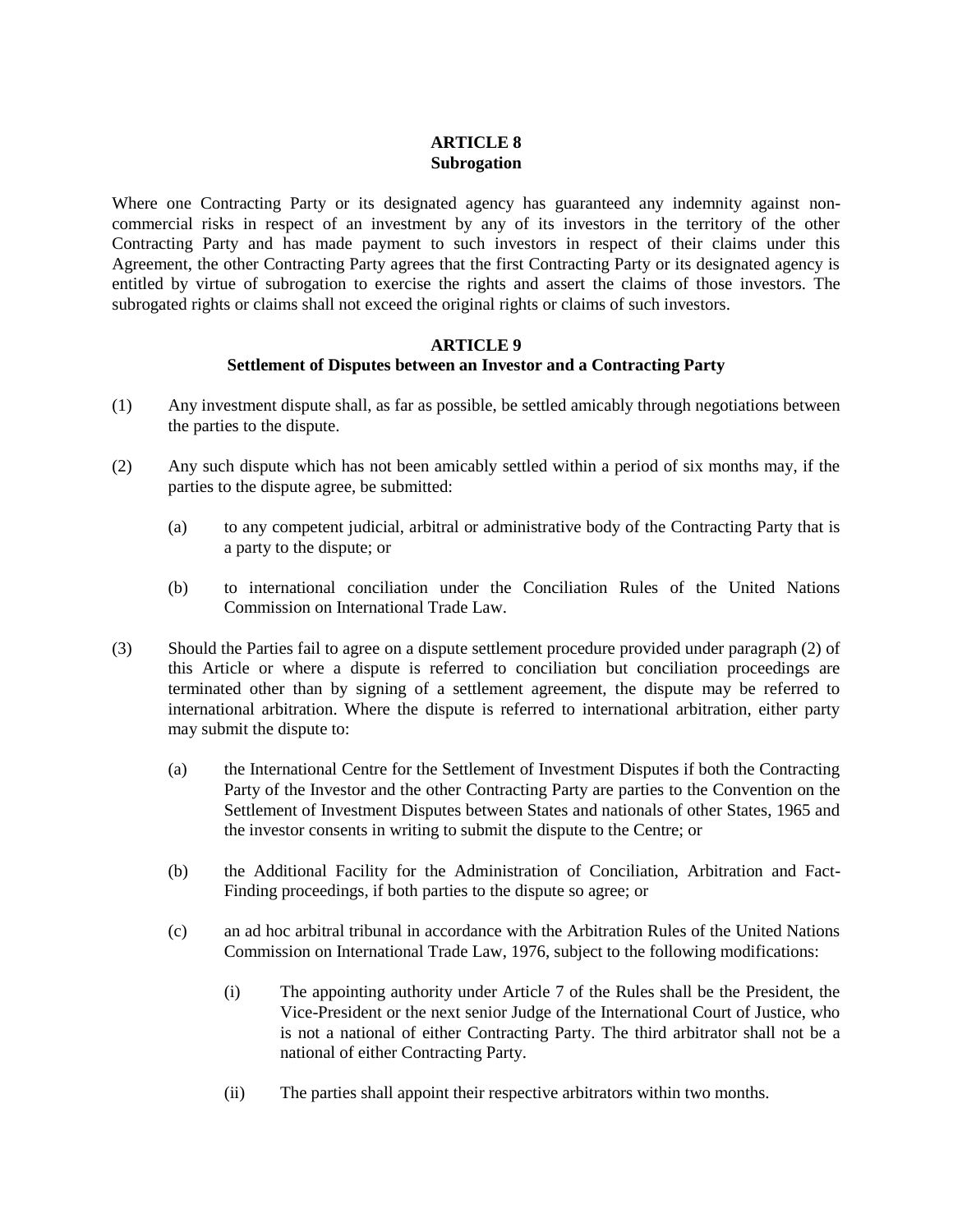## ARTICLE 8
## Subrogation

Where one Contracting Party or its designated agency has guaranteed any indemnity against non-commercial risks in respect of an investment by any of its investors in the territory of the other Contracting Party and has made payment to such investors in respect of their claims under this Agreement, the other Contracting Party agrees that the first Contracting Party or its designated agency is entitled by virtue of subrogation to exercise the rights and assert the claims of those investors. The subrogated rights or claims shall not exceed the original rights or claims of such investors.

## ARTICLE 9
## Settlement of Disputes between an Investor and a Contracting Party

(1) Any investment dispute shall, as far as possible, be settled amicably through negotiations between the parties to the dispute.

(2) Any such dispute which has not been amicably settled within a period of six months may, if the parties to the dispute agree, be submitted:

   (a) to any competent judicial, arbitral or administrative body of the Contracting Party that is a party to the dispute; or

   (b) to international conciliation under the Conciliation Rules of the United Nations Commission on International Trade Law.

(3) Should the Parties fail to agree on a dispute settlement procedure provided under paragraph (2) of this Article or where a dispute is referred to conciliation but conciliation proceedings are terminated other than by signing of a settlement agreement, the dispute may be referred to international arbitration. Where the dispute is referred to international arbitration, either party may submit the dispute to:

   (a) the International Centre for the Settlement of Investment Disputes if both the Contracting Party of the Investor and the other Contracting Party are parties to the Convention on the Settlement of Investment Disputes between States and nationals of other States, 1965 and the investor consents in writing to submit the dispute to the Centre; or

   (b) the Additional Facility for the Administration of Conciliation, Arbitration and Fact-Finding proceedings, if both parties to the dispute so agree; or

   (c) an ad hoc arbitral tribunal in accordance with the Arbitration Rules of the United Nations Commission on International Trade Law, 1976, subject to the following modifications:

      (i) The appointing authority under Article 7 of the Rules shall be the President, the Vice-President or the next senior Judge of the International Court of Justice, who is not a national of either Contracting Party. The third arbitrator shall not be a national of either Contracting Party.

      (ii) The parties shall appoint their respective arbitrators within two months.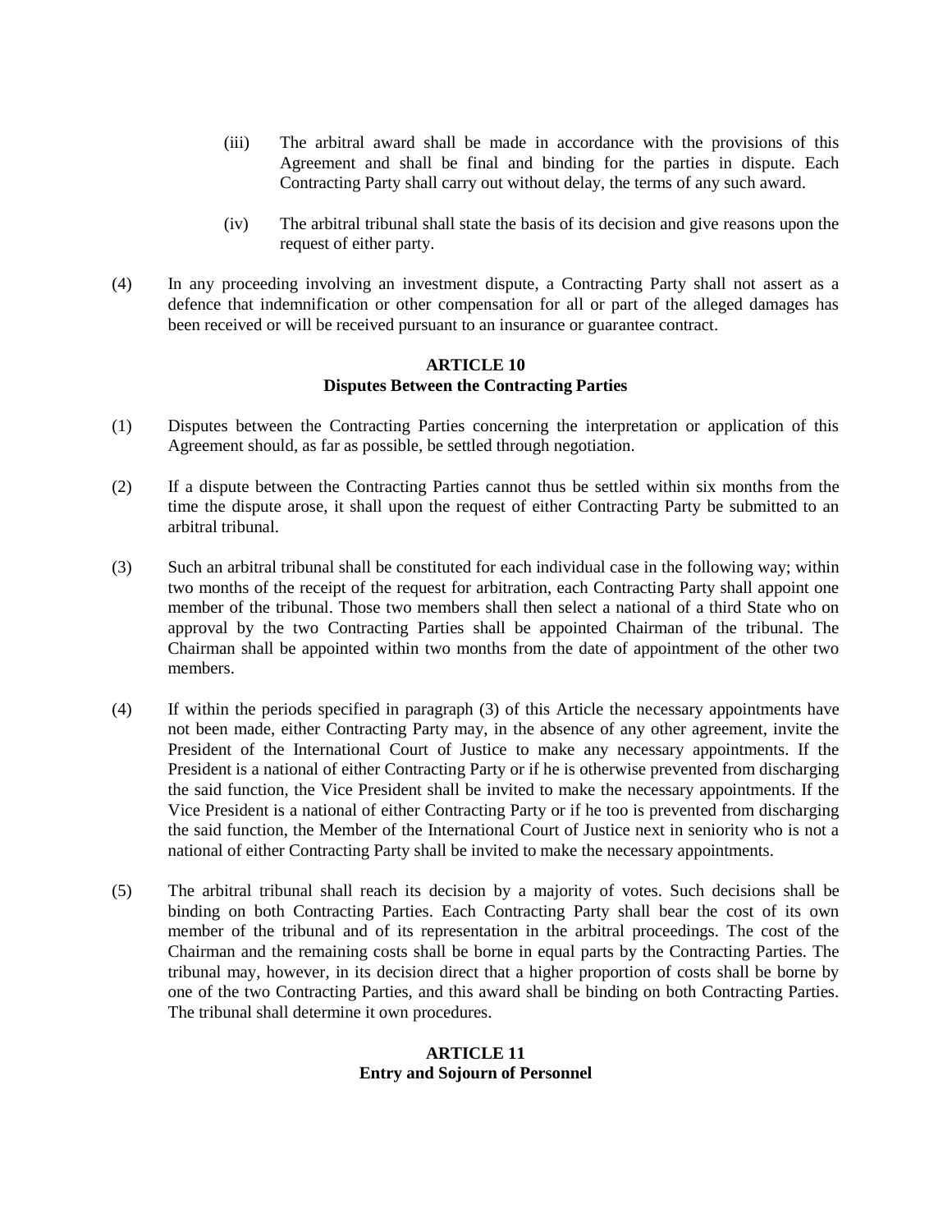(iii) The arbitral award shall be made in accordance with the provisions of this Agreement and shall be final and binding for the parties in dispute. Each Contracting Party shall carry out without delay, the terms of any such award.

(iv) The arbitral tribunal shall state the basis of its decision and give reasons upon the request of either party.

(4) In any proceeding involving an investment dispute, a Contracting Party shall not assert as a defence that indemnification or other compensation for all or part of the alleged damages has been received or will be received pursuant to an insurance or guarantee contract.

## ARTICLE 10
## Disputes Between the Contracting Parties

(1) Disputes between the Contracting Parties concerning the interpretation or application of this Agreement should, as far as possible, be settled through negotiation.

(2) If a dispute between the Contracting Parties cannot thus be settled within six months from the time the dispute arose, it shall upon the request of either Contracting Party be submitted to an arbitral tribunal.

(3) Such an arbitral tribunal shall be constituted for each individual case in the following way; within two months of the receipt of the request for arbitration, each Contracting Party shall appoint one member of the tribunal. Those two members shall then select a national of a third State who on approval by the two Contracting Parties shall be appointed Chairman of the tribunal. The Chairman shall be appointed within two months from the date of appointment of the other two members.

(4) If within the periods specified in paragraph (3) of this Article the necessary appointments have not been made, either Contracting Party may, in the absence of any other agreement, invite the President of the International Court of Justice to make any necessary appointments. If the President is a national of either Contracting Party or if he is otherwise prevented from discharging the said function, the Vice President shall be invited to make the necessary appointments. If the Vice President is a national of either Contracting Party or if he too is prevented from discharging the said function, the Member of the International Court of Justice next in seniority who is not a national of either Contracting Party shall be invited to make the necessary appointments.

(5) The arbitral tribunal shall reach its decision by a majority of votes. Such decisions shall be binding on both Contracting Parties. Each Contracting Party shall bear the cost of its own member of the tribunal and of its representation in the arbitral proceedings. The cost of the Chairman and the remaining costs shall be borne in equal parts by the Contracting Parties. The tribunal may, however, in its decision direct that a higher proportion of costs shall be borne by one of the two Contracting Parties, and this award shall be binding on both Contracting Parties. The tribunal shall determine it own procedures.

## ARTICLE 11
## Entry and Sojourn of Personnel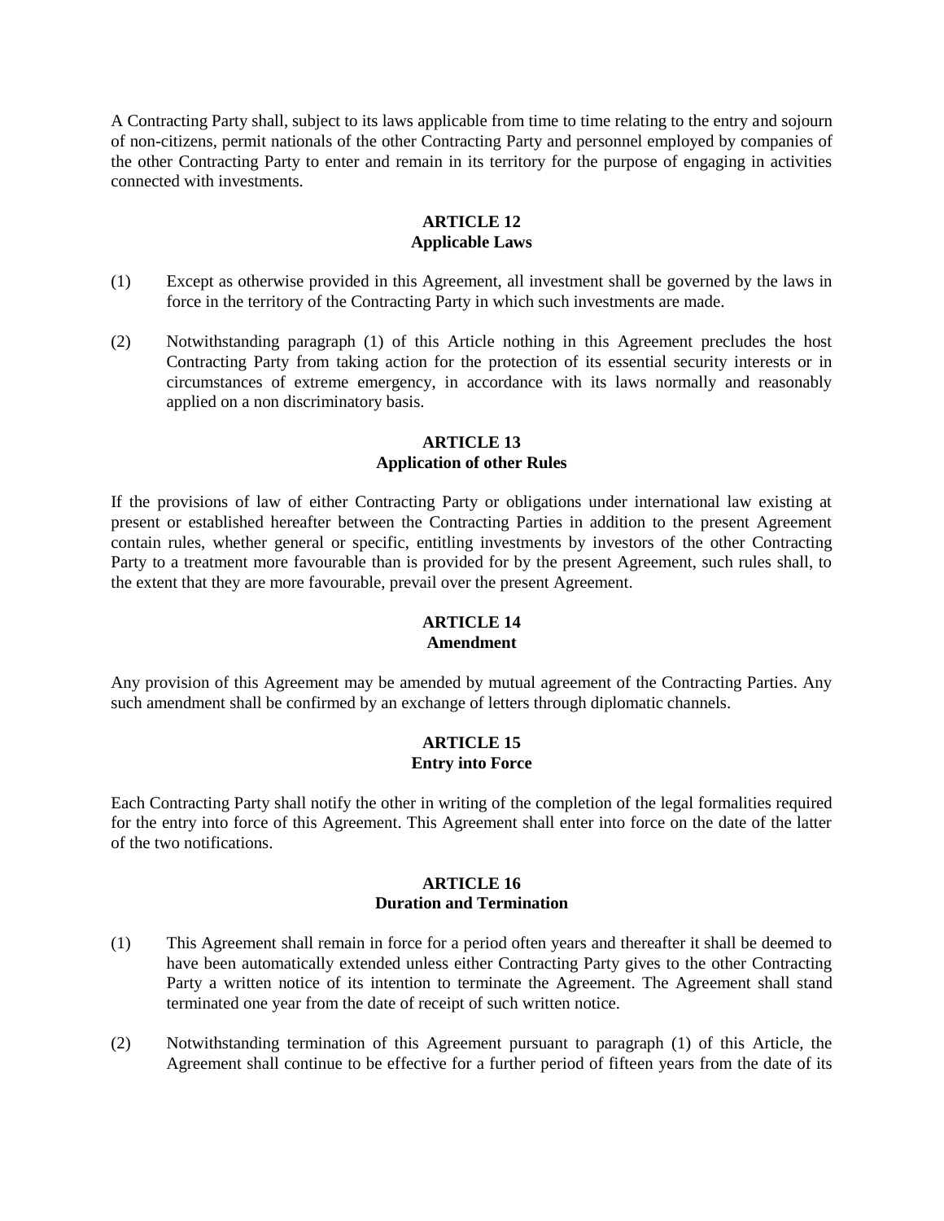A Contracting Party shall, subject to its laws applicable from time to time relating to the entry and sojourn of non-citizens, permit nationals of the other Contracting Party and personnel employed by companies of the other Contracting Party to enter and remain in its territory for the purpose of engaging in activities connected with investments.

**ARTICLE 12**
**Applicable Laws**

(1) Except as otherwise provided in this Agreement, all investment shall be governed by the laws in force in the territory of the Contracting Party in which such investments are made.

(2) Notwithstanding paragraph (1) of this Article nothing in this Agreement precludes the host Contracting Party from taking action for the protection of its essential security interests or in circumstances of extreme emergency, in accordance with its laws normally and reasonably applied on a non discriminatory basis.

**ARTICLE 13**
**Application of other Rules**

If the provisions of law of either Contracting Party or obligations under international law existing at present or established hereafter between the Contracting Parties in addition to the present Agreement contain rules, whether general or specific, entitling investments by investors of the other Contracting Party to a treatment more favourable than is provided for by the present Agreement, such rules shall, to the extent that they are more favourable, prevail over the present Agreement.

**ARTICLE 14**
**Amendment**

Any provision of this Agreement may be amended by mutual agreement of the Contracting Parties. Any such amendment shall be confirmed by an exchange of letters through diplomatic channels.

**ARTICLE 15**
**Entry into Force**

Each Contracting Party shall notify the other in writing of the completion of the legal formalities required for the entry into force of this Agreement. This Agreement shall enter into force on the date of the latter of the two notifications.

**ARTICLE 16**
**Duration and Termination**

(1) This Agreement shall remain in force for a period often years and thereafter it shall be deemed to have been automatically extended unless either Contracting Party gives to the other Contracting Party a written notice of its intention to terminate the Agreement. The Agreement shall stand terminated one year from the date of receipt of such written notice.

(2) Notwithstanding termination of this Agreement pursuant to paragraph (1) of this Article, the Agreement shall continue to be effective for a further period of fifteen years from the date of its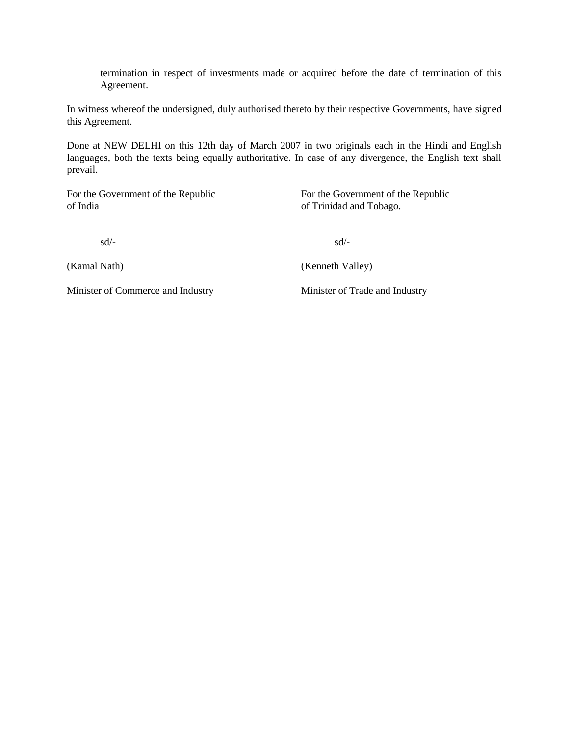termination in respect of investments made or acquired before the date of termination of this Agreement.

In witness whereof the undersigned, duly authorised thereto by their respective Governments, have signed this Agreement.

Done at NEW DELHI on this 12th day of March 2007 in two originals each in the Hindi and English languages, both the texts being equally authoritative. In case of any divergence, the English text shall prevail.

| For the Government of the Republic of India | For the Government of the Republic of Trinidad and Tobago. |
|---|---|
| sd/- | sd/- |
| (Kamal Nath) | (Kenneth Valley) |
| Minister of Commerce and Industry | Minister of Trade and Industry |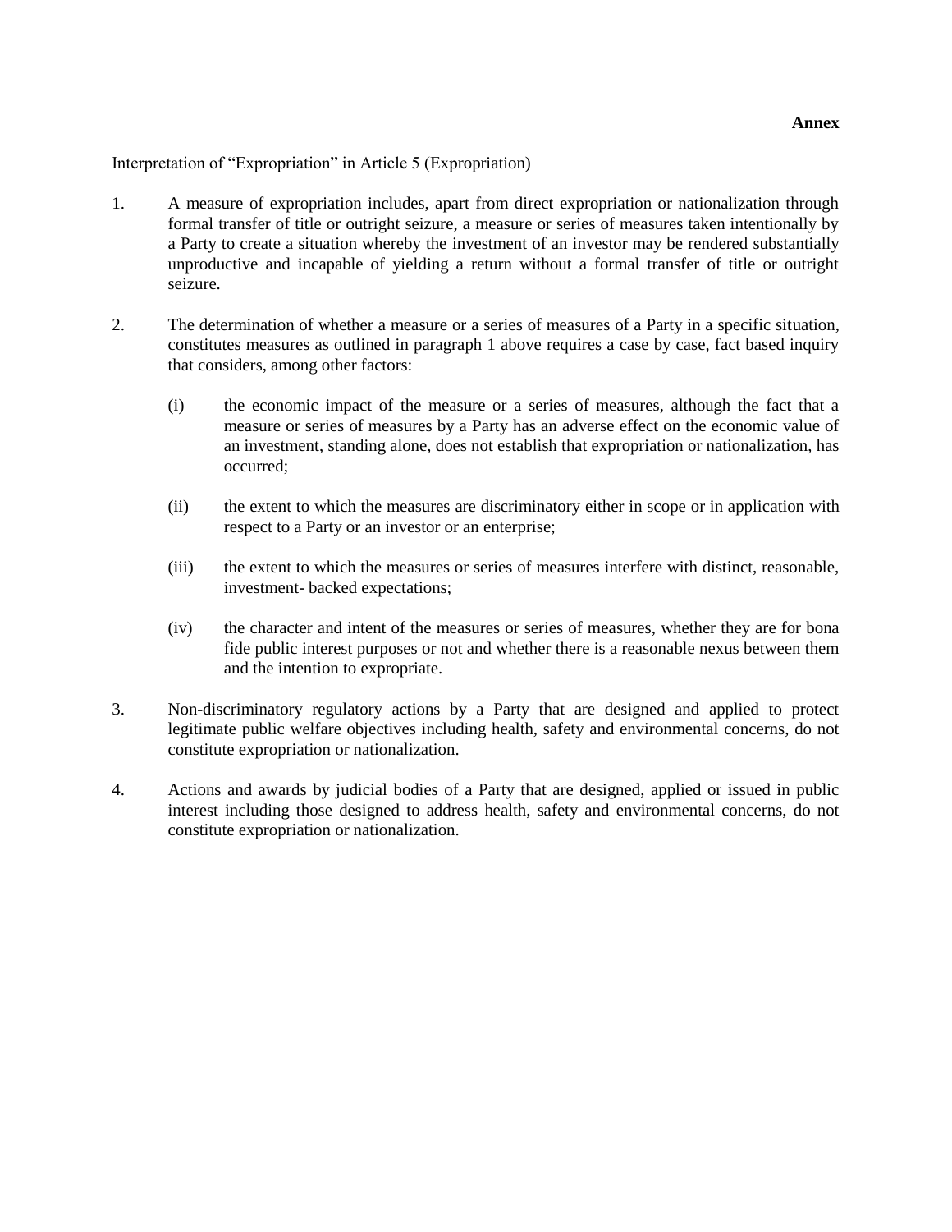**Annex**

Interpretation of "Expropriation" in Article 5 (Expropriation)

1. A measure of expropriation includes, apart from direct expropriation or nationalization through formal transfer of title or outright seizure, a measure or series of measures taken intentionally by a Party to create a situation whereby the investment of an investor may be rendered substantially unproductive and incapable of yielding a return without a formal transfer of title or outright seizure.

2. The determination of whether a measure or a series of measures of a Party in a specific situation, constitutes measures as outlined in paragraph 1 above requires a case by case, fact based inquiry that considers, among other factors:

   (i) the economic impact of the measure or a series of measures, although the fact that a measure or series of measures by a Party has an adverse effect on the economic value of an investment, standing alone, does not establish that expropriation or nationalization, has occurred;

   (ii) the extent to which the measures are discriminatory either in scope or in application with respect to a Party or an investor or an enterprise;

   (iii) the extent to which the measures or series of measures interfere with distinct, reasonable, investment- backed expectations;

   (iv) the character and intent of the measures or series of measures, whether they are for bona fide public interest purposes or not and whether there is a reasonable nexus between them and the intention to expropriate.

3. Non-discriminatory regulatory actions by a Party that are designed and applied to protect legitimate public welfare objectives including health, safety and environmental concerns, do not constitute expropriation or nationalization.

4. Actions and awards by judicial bodies of a Party that are designed, applied or issued in public interest including those designed to address health, safety and environmental concerns, do not constitute expropriation or nationalization.